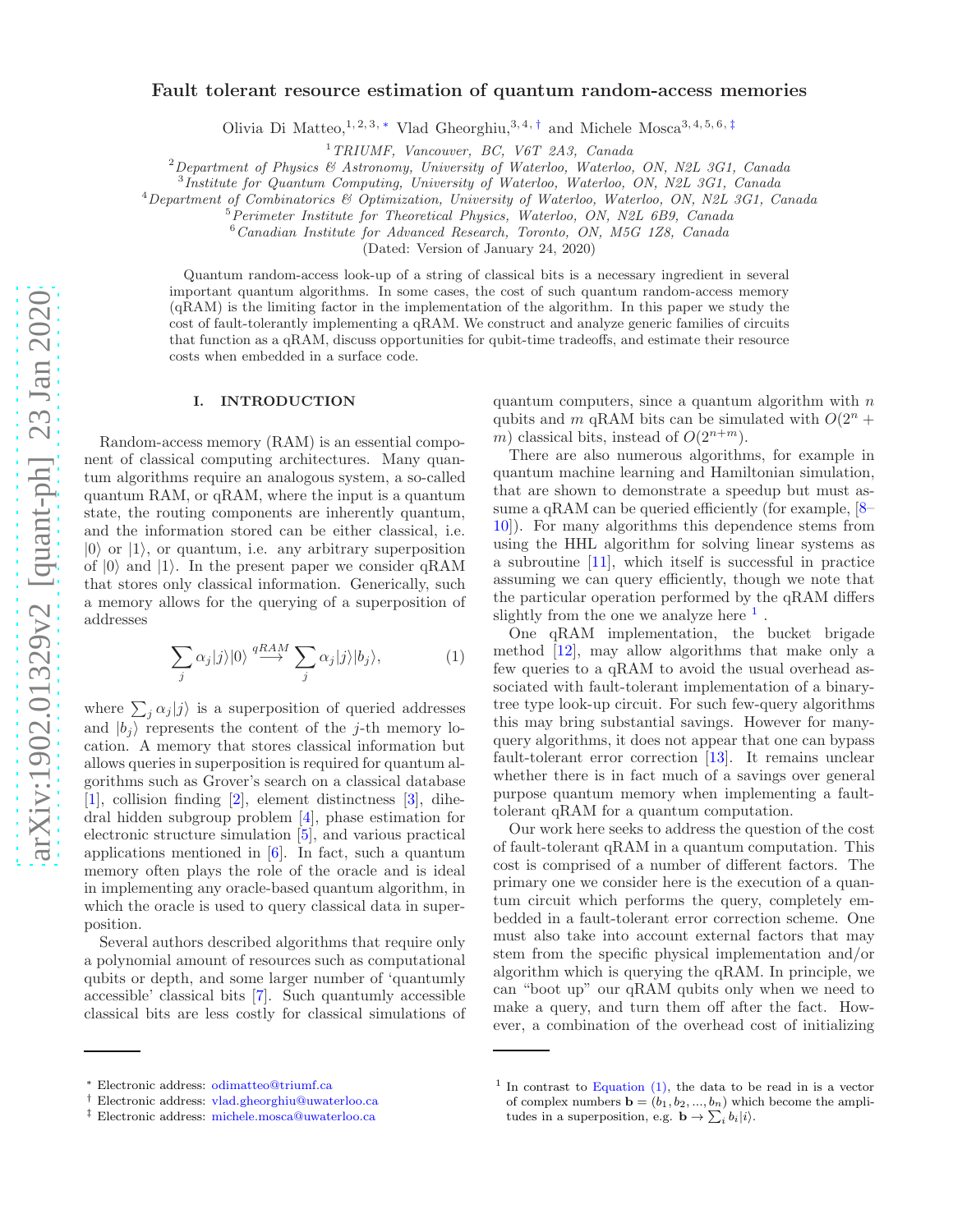# Fault tolerant resource estimation of quantum random-access memories

Olivia Di Matteo,[1,2,3,*] Vlad Gheorghiu,[3,4,†] and Michele Mosca[3,4,5,6,‡]

[1] TRIUMF, Vancouver, BC, V6T 2A3, Canada
[2] Department of Physics & Astronomy, University of Waterloo, Waterloo, ON, N2L 3G1, Canada
[3] Institute for Quantum Computing, University of Waterloo, Waterloo, ON, N2L 3G1, Canada
[4] Department of Combinatorics & Optimization, University of Waterloo, Waterloo, ON, N2L 3G1, Canada
[5] Perimeter Institute for Theoretical Physics, Waterloo, ON, N2L 6B9, Canada
[6] Canadian Institute for Advanced Research, Toronto, ON, M5G 1Z8, Canada

(Dated: Version of January 24, 2020)

Quantum random-access look-up of a string of classical bits is a necessary ingredient in several important quantum algorithms. In some cases, the cost of such quantum random-access memory (qRAM) is the limiting factor in the implementation of the algorithm. In this paper we study the cost of fault-tolerantly implementing a qRAM. We construct and analyze generic families of circuits that function as a qRAM, discuss opportunities for qubit-time tradeoffs, and estimate their resource costs when embedded in a surface code.

## I. INTRODUCTION

Random-access memory (RAM) is an essential component of classical computing architectures. Many quantum algorithms require an analogous system, a so-called quantum RAM, or qRAM, where the input is a quantum state, the routing components are inherently quantum, and the information stored can be either classical, i.e. $|0\rangle$ or $|1\rangle$, or quantum, i.e. any arbitrary superposition of $|0\rangle$ and $|1\rangle$. In the present paper we consider qRAM that stores only classical information. Generically, such a memory allows for the querying of a superposition of addresses

$$\sum_j \alpha_j |j\rangle|0\rangle \xrightarrow{qRAM} \sum_j \alpha_j |j\rangle|b_j\rangle, \tag{1}$$

where $\sum_j \alpha_j |j\rangle$ is a superposition of queried addresses and $|b_j\rangle$ represents the content of the $j$-th memory location. A memory that stores classical information but allows queries in superposition is required for quantum algorithms such as Grover's search on a classical database [1], collision finding [2], element distinctness [3], dihedral hidden subgroup problem [4], phase estimation for electronic structure simulation [5], and various practical applications mentioned in [6]. In fact, such a quantum memory often plays the role of the oracle and is ideal in implementing any oracle-based quantum algorithm, in which the oracle is used to query classical data in superposition.

Several authors described algorithms that require only a polynomial amount of resources such as computational qubits or depth, and some larger number of 'quantumly accessible' classical bits [7]. Such quantumly accessible classical bits are less costly for classical simulations of quantum computers, since a quantum algorithm with $n$ qubits and $m$ qRAM bits can be simulated with $O(2^n + m)$ classical bits, instead of $O(2^{n+m})$.

There are also numerous algorithms, for example in quantum machine learning and Hamiltonian simulation, that are shown to demonstrate a speedup but must assume a qRAM can be queried efficiently (for example, [8–10]). For many algorithms this dependence stems from using the HHL algorithm for solving linear systems as a subroutine [11], which itself is successful in practice assuming we can query efficiently, though we note that the particular operation performed by the qRAM differs slightly from the one we analyze here [1].

One qRAM implementation, the bucket brigade method [12], may allow algorithms that make only a few queries to a qRAM to avoid the usual overhead associated with fault-tolerant implementation of a binary-tree type look-up circuit. For such few-query algorithms this may bring substantial savings. However for many-query algorithms, it does not appear that one can bypass fault-tolerant error correction [13]. It remains unclear whether there is in fact much of a savings over general purpose quantum memory when implementing a fault-tolerant qRAM for a quantum computation.

Our work here seeks to address the question of the cost of fault-tolerant qRAM in a quantum computation. This cost is comprised of a number of different factors. The primary one we consider here is the execution of a quantum circuit which performs the query, completely embedded in a fault-tolerant error correction scheme. One must also take into account external factors that may stem from the specific physical implementation and/or algorithm which is querying the qRAM. In principle, we can "boot up" our qRAM qubits only when we need to make a query, and turn them off after the fact. However, a combination of the overhead cost of initializing

---

\* Electronic address: odimatteo@triumf.ca
† Electronic address: vlad.gheorghiu@uwaterloo.ca
‡ Electronic address: michele.mosca@uwaterloo.ca

[1] In contrast to Equation (1), the data to be read in is a vector of complex numbers $\mathbf{b} = (b_1, b_2, ..., b_n)$ which become the amplitudes in a superposition, e.g. $\mathbf{b} \rightarrow \sum_i b_i |i\rangle$.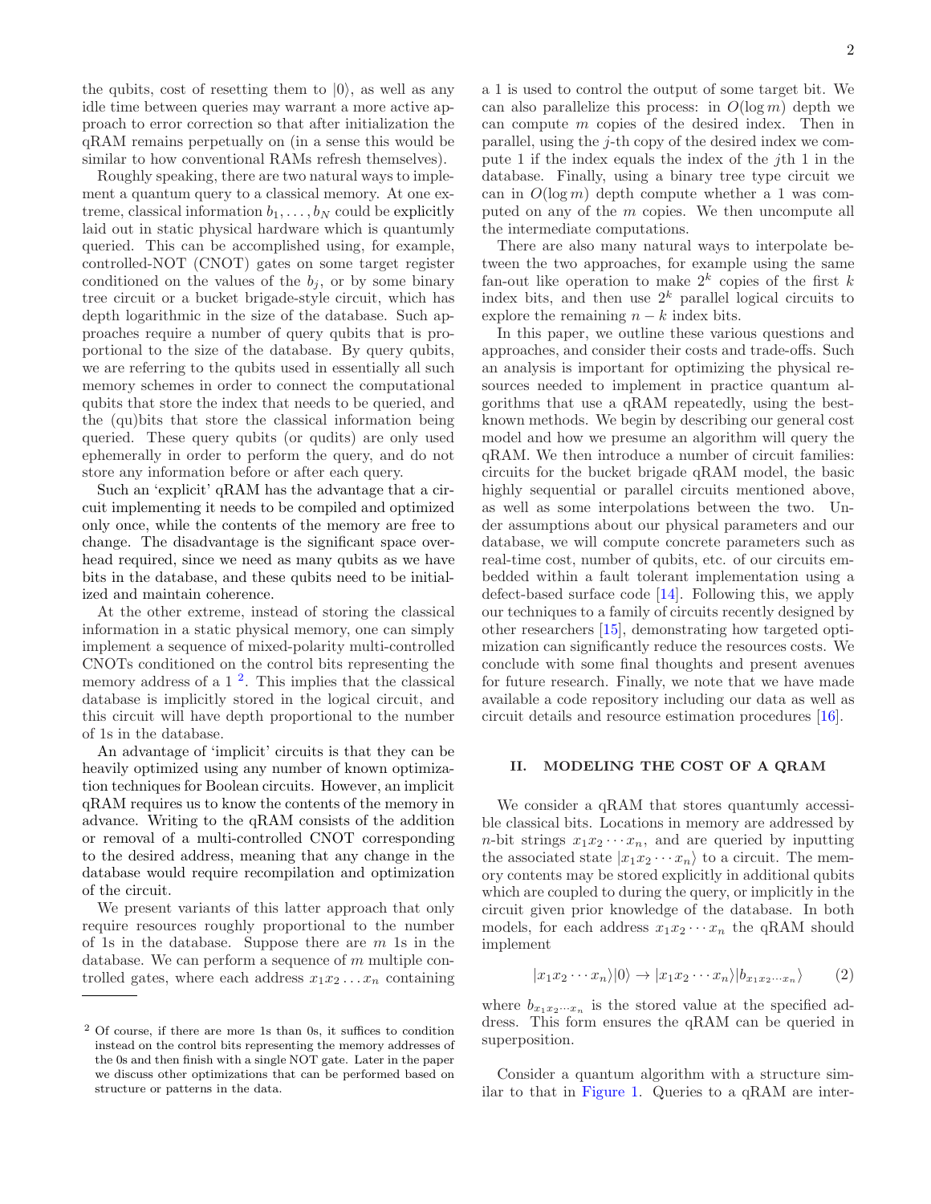the qubits, cost of resetting them to $|0\rangle$, as well as any idle time between queries may warrant a more active approach to error correction so that after initialization the qRAM remains perpetually on (in a sense this would be similar to how conventional RAMs refresh themselves).

Roughly speaking, there are two natural ways to implement a quantum query to a classical memory. At one extreme, classical information $b_1, \ldots, b_N$ could be explicitly laid out in static physical hardware which is quantumly queried. This can be accomplished using, for example, controlled-NOT (CNOT) gates on some target register conditioned on the values of the $b_j$, or by some binary tree circuit or a bucket brigade-style circuit, which has depth logarithmic in the size of the database. Such approaches require a number of query qubits that is proportional to the size of the database. By query qubits, we are referring to the qubits used in essentially all such memory schemes in order to connect the computational qubits that store the index that needs to be queried, and the (qu)bits that store the classical information being queried. These query qubits (or qudits) are only used ephemerally in order to perform the query, and do not store any information before or after each query.

Such an 'explicit' qRAM has the advantage that a circuit implementing it needs to be compiled and optimized only once, while the contents of the memory are free to change. The disadvantage is the significant space overhead required, since we need as many qubits as we have bits in the database, and these qubits need to be initialized and maintain coherence.

At the other extreme, instead of storing the classical information in a static physical memory, one can simply implement a sequence of mixed-polarity multi-controlled CNOTs conditioned on the control bits representing the memory address of a 1 [2]. This implies that the classical database is implicitly stored in the logical circuit, and this circuit will have depth proportional to the number of 1s in the database.

An advantage of 'implicit' circuits is that they can be heavily optimized using any number of known optimization techniques for Boolean circuits. However, an implicit qRAM requires us to know the contents of the memory in advance. Writing to the qRAM consists of the addition or removal of a multi-controlled CNOT corresponding to the desired address, meaning that any change in the database would require recompilation and optimization of the circuit.

We present variants of this latter approach that only require resources roughly proportional to the number of 1s in the database. Suppose there are $m$ 1s in the database. We can perform a sequence of $m$ multiple controlled gates, where each address $x_1x_2 \ldots x_n$ containing a 1 is used to control the output of some target bit. We can also parallelize this process: in $O(\log m)$ depth we can compute $m$ copies of the desired index. Then in parallel, using the $j$-th copy of the desired index we compute 1 if the index equals the index of the $j$th 1 in the database. Finally, using a binary tree type circuit we can in $O(\log m)$ depth compute whether a 1 was computed on any of the $m$ copies. We then uncompute all the intermediate computations.

There are also many natural ways to interpolate between the two approaches, for example using the same fan-out like operation to make $2^k$ copies of the first $k$ index bits, and then use $2^k$ parallel logical circuits to explore the remaining $n - k$ index bits.

In this paper, we outline these various questions and approaches, and consider their costs and trade-offs. Such an analysis is important for optimizing the physical resources needed to implement in practice quantum algorithms that use a qRAM repeatedly, using the best-known methods. We begin by describing our general cost model and how we presume an algorithm will query the qRAM. We then introduce a number of circuit families: circuits for the bucket brigade qRAM model, the basic highly sequential or parallel circuits mentioned above, as well as some interpolations between the two. Under assumptions about our physical parameters and our database, we will compute concrete parameters such as real-time cost, number of qubits, etc. of our circuits embedded within a fault tolerant implementation using a defect-based surface code [14]. Following this, we apply our techniques to a family of circuits recently designed by other researchers [15], demonstrating how targeted optimization can significantly reduce the resources costs. We conclude with some final thoughts and present avenues for future research. Finally, we note that we have made available a code repository including our data as well as circuit details and resource estimation procedures [16].

## II. MODELING THE COST OF A QRAM

We consider a qRAM that stores quantumly accessible classical bits. Locations in memory are addressed by $n$-bit strings $x_1x_2 \cdots x_n$, and are queried by inputting the associated state $|x_1x_2 \cdots x_n\rangle$ to a circuit. The memory contents may be stored explicitly in additional qubits which are coupled to during the query, or implicitly in the circuit given prior knowledge of the database. In both models, for each address $x_1x_2 \cdots x_n$ the qRAM should implement

$$|x_1x_2 \cdots x_n\rangle|0\rangle \rightarrow |x_1x_2 \cdots x_n\rangle|b_{x_1x_2\cdots x_n}\rangle \qquad (2)$$

where $b_{x_1x_2\cdots x_n}$ is the stored value at the specified address. This form ensures the qRAM can be queried in superposition.

Consider a quantum algorithm with a structure similar to that in Figure 1. Queries to a qRAM are inter-

[2] Of course, if there are more 1s than 0s, it suffices to condition instead on the control bits representing the memory addresses of the 0s and then finish with a single NOT gate. Later in the paper we discuss other optimizations that can be performed based on structure or patterns in the data.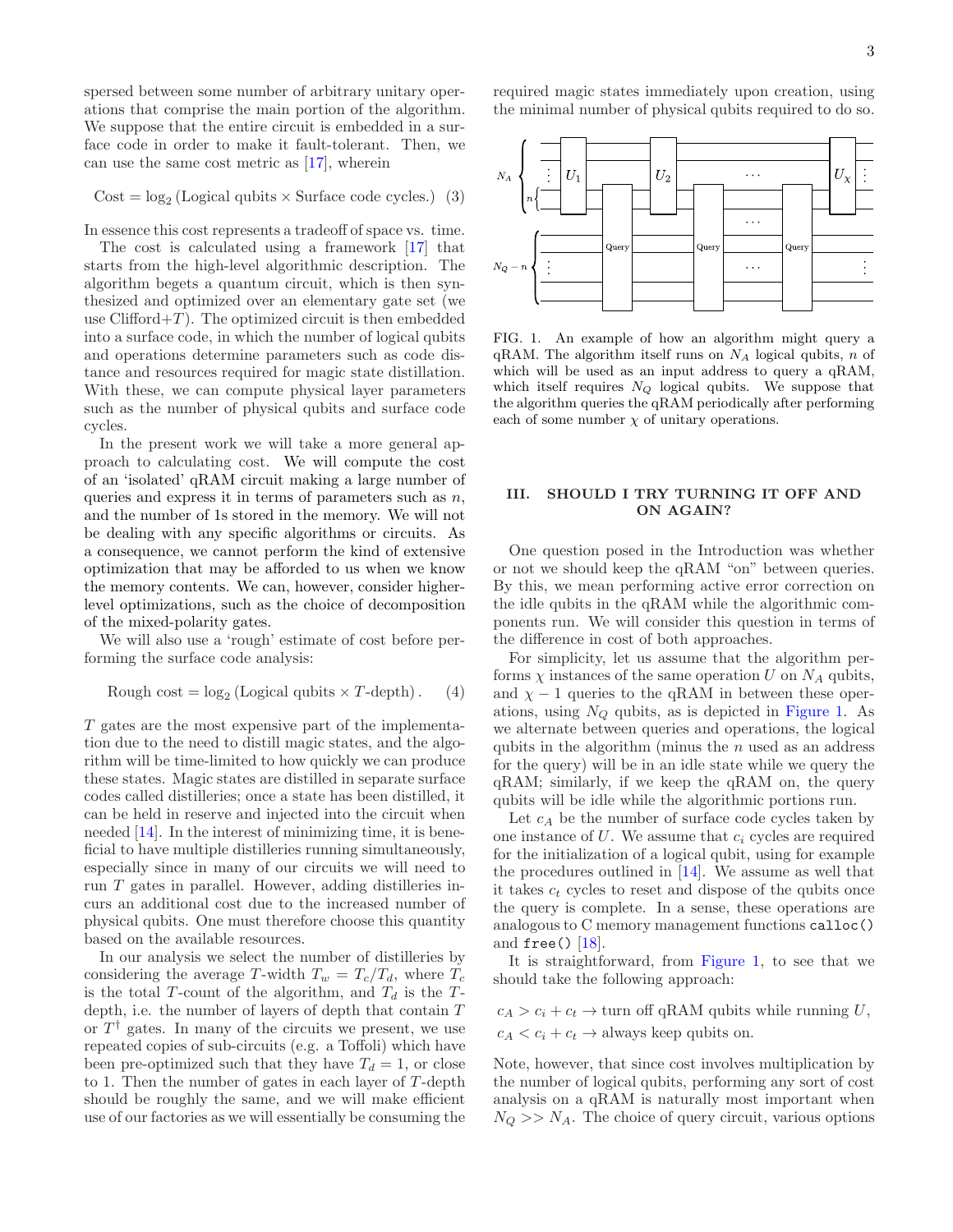spersed between some number of arbitrary unitary operations that comprise the main portion of the algorithm. We suppose that the entire circuit is embedded in a surface code in order to make it fault-tolerant. Then, we can use the same cost metric as [17], wherein

$$\text{Cost} = \log_2 \left(\text{Logical qubits} \times \text{Surface code cycles.}\right) \quad (3)$$

In essence this cost represents a tradeoff of space vs. time.

The cost is calculated using a framework [17] that starts from the high-level algorithmic description. The algorithm begets a quantum circuit, which is then synthesized and optimized over an elementary gate set (we use Clifford+$T$). The optimized circuit is then embedded into a surface code, in which the number of logical qubits and operations determine parameters such as code distance and resources required for magic state distillation. With these, we can compute physical layer parameters such as the number of physical qubits and surface code cycles.

In the present work we will take a more general approach to calculating cost. We will compute the cost of an 'isolated' qRAM circuit making a large number of queries and express it in terms of parameters such as $n$, and the number of 1s stored in the memory. We will not be dealing with any specific algorithms or circuits. As a consequence, we cannot perform the kind of extensive optimization that may be afforded to us when we know the memory contents. We can, however, consider higher-level optimizations, such as the choice of decomposition of the mixed-polarity gates.

We will also use a 'rough' estimate of cost before performing the surface code analysis:

$$\text{Rough cost} = \log_2 \left(\text{Logical qubits} \times T\text{-depth}\right). \quad (4)$$

$T$ gates are the most expensive part of the implementation due to the need to distill magic states, and the algorithm will be time-limited to how quickly we can produce these states. Magic states are distilled in separate surface codes called distilleries; once a state has been distilled, it can be held in reserve and injected into the circuit when needed [14]. In the interest of minimizing time, it is beneficial to have multiple distilleries running simultaneously, especially since in many of our circuits we will need to run $T$ gates in parallel. However, adding distilleries incurs an additional cost due to the increased number of physical qubits. One must therefore choose this quantity based on the available resources.

In our analysis we select the number of distilleries by considering the average $T$-width $T_w = T_c/T_d$, where $T_c$ is the total $T$-count of the algorithm, and $T_d$ is the $T$-depth, i.e. the number of layers of depth that contain $T$ or $T^\dagger$ gates. In many of the circuits we present, we use repeated copies of sub-circuits (e.g. a Toffoli) which have been pre-optimized such that they have $T_d = 1$, or close to 1. Then the number of gates in each layer of $T$-depth should be roughly the same, and we will make efficient use of our factories as we will essentially be consuming the required magic states immediately upon creation, using the minimal number of physical qubits required to do so.

FIG. 1. An example of how an algorithm might query a qRAM. The algorithm itself runs on $N_A$ logical qubits, $n$ of which will be used as an input address to query a qRAM, which itself requires $N_Q$ logical qubits. We suppose that the algorithm queries the qRAM periodically after performing each of some number $\chi$ of unitary operations.

## III. SHOULD I TRY TURNING IT OFF AND ON AGAIN?

One question posed in the Introduction was whether or not we should keep the qRAM "on" between queries. By this, we mean performing active error correction on the idle qubits in the qRAM while the algorithmic components run. We will consider this question in terms of the difference in cost of both approaches.

For simplicity, let us assume that the algorithm performs $\chi$ instances of the same operation $U$ on $N_A$ qubits, and $\chi - 1$ queries to the qRAM in between these operations, using $N_Q$ qubits, as is depicted in Figure 1. As we alternate between queries and operations, the logical qubits in the algorithm (minus the $n$ used as an address for the query) will be in an idle state while we query the qRAM; similarly, if we keep the qRAM on, the query qubits will be idle while the algorithmic portions run.

Let $c_A$ be the number of surface code cycles taken by one instance of $U$. We assume that $c_i$ cycles are required for the initialization of a logical qubit, using for example the procedures outlined in [14]. We assume as well that it takes $c_t$ cycles to reset and dispose of the qubits once the query is complete. In a sense, these operations are analogous to C memory management functions `calloc()` and `free()` [18].

It is straightforward, from Figure 1, to see that we should take the following approach:

$$c_A > c_i + c_t \rightarrow \text{turn off qRAM qubits while running } U,$$
$$c_A < c_i + c_t \rightarrow \text{always keep qubits on.}$$

Note, however, that since cost involves multiplication by the number of logical qubits, performing any sort of cost analysis on a qRAM is naturally most important when $N_Q >> N_A$. The choice of query circuit, various options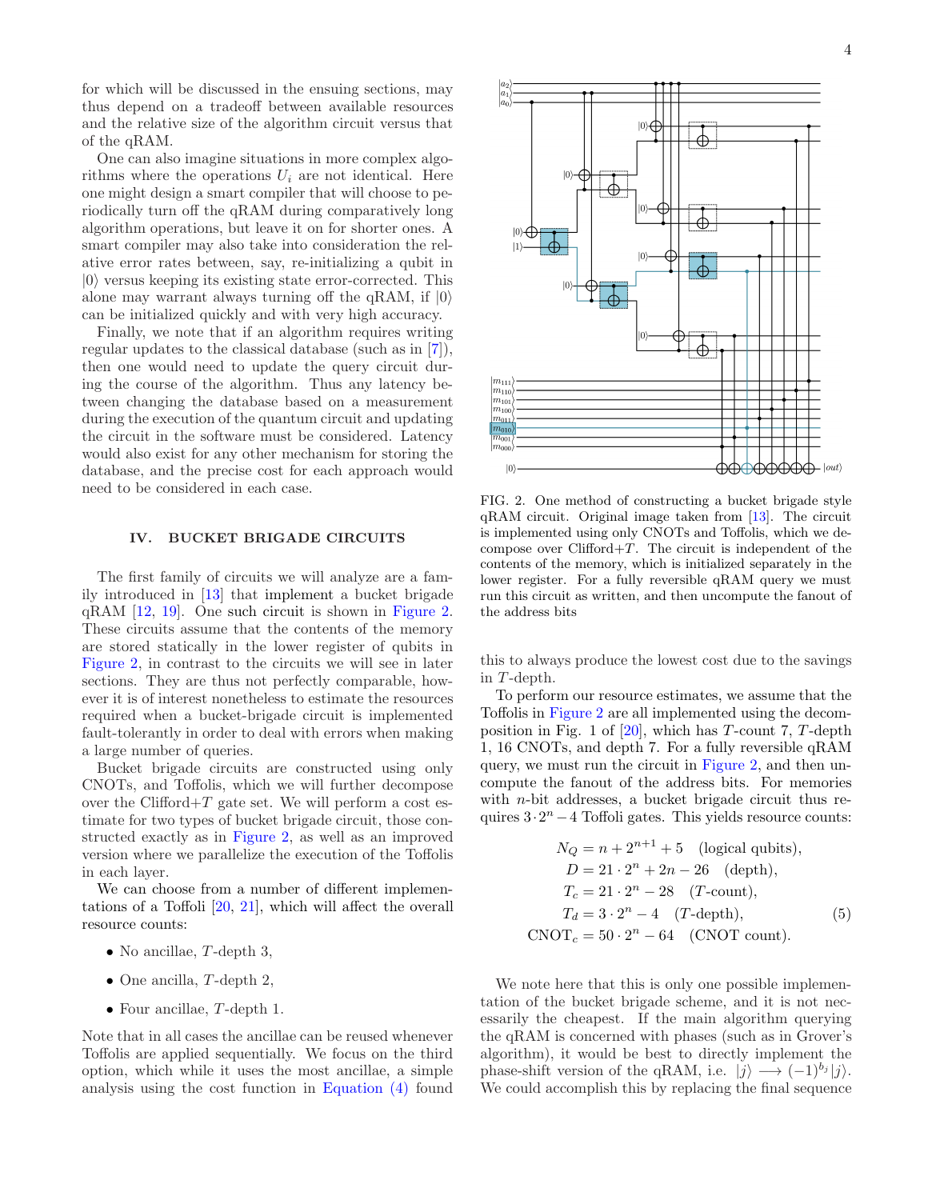for which will be discussed in the ensuing sections, may thus depend on a tradeoff between available resources and the relative size of the algorithm circuit versus that of the qRAM.

One can also imagine situations in more complex algorithms where the operations $U_i$ are not identical. Here one might design a smart compiler that will choose to periodically turn off the qRAM during comparatively long algorithm operations, but leave it on for shorter ones. A smart compiler may also take into consideration the relative error rates between, say, re-initializing a qubit in $|0\rangle$ versus keeping its existing state error-corrected. This alone may warrant always turning off the qRAM, if $|0\rangle$ can be initialized quickly and with very high accuracy.

Finally, we note that if an algorithm requires writing regular updates to the classical database (such as in [7]), then one would need to update the query circuit during the course of the algorithm. Thus any latency between changing the database based on a measurement during the execution of the quantum circuit and updating the circuit in the software must be considered. Latency would also exist for any other mechanism for storing the database, and the precise cost for each approach would need to be considered in each case.

## IV. BUCKET BRIGADE CIRCUITS

The first family of circuits we will analyze are a family introduced in [13] that implement a bucket brigade qRAM [12, 19]. One such circuit is shown in Figure 2. These circuits assume that the contents of the memory are stored statically in the lower register of qubits in Figure 2, in contrast to the circuits we will see in later sections. They are thus not perfectly comparable, however it is of interest nonetheless to estimate the resources required when a bucket-brigade circuit is implemented fault-tolerantly in order to deal with errors when making a large number of queries.

Bucket brigade circuits are constructed using only CNOTs, and Toffolis, which we will further decompose over the Clifford+$T$ gate set. We will perform a cost estimate for two types of bucket brigade circuit, those constructed exactly as in Figure 2, as well as an improved version where we parallelize the execution of the Toffolis in each layer.

We can choose from a number of different implementations of a Toffoli [20, 21], which will affect the overall resource counts:

- No ancillae, $T$-depth 3,
- One ancilla, $T$-depth 2,
- Four ancillae, $T$-depth 1.

Note that in all cases the ancillae can be reused whenever Toffolis are applied sequentially. We focus on the third option, which while it uses the most ancillae, a simple analysis using the cost function in Equation (4) found this to always produce the lowest cost due to the savings in $T$-depth.

FIG. 2. One method of constructing a bucket brigade style qRAM circuit. Original image taken from [13]. The circuit is implemented using only CNOTs and Toffolis, which we decompose over Clifford+$T$. The circuit is independent of the contents of the memory, which is initialized separately in the lower register. For a fully reversible qRAM query we must run this circuit as written, and then uncompute the fanout of the address bits

To perform our resource estimates, we assume that the Toffolis in Figure 2 are all implemented using the decomposition in Fig. 1 of [20], which has $T$-count 7, $T$-depth 1, 16 CNOTs, and depth 7. For a fully reversible qRAM query, we must run the circuit in Figure 2, and then uncompute the fanout of the address bits. For memories with $n$-bit addresses, a bucket brigade circuit thus requires $3 \cdot 2^n - 4$ Toffoli gates. This yields resource counts:

$$
\begin{aligned}
N_Q &= n + 2^{n+1} + 5 \quad \text{(logical qubits)}, \\
D &= 21 \cdot 2^n + 2n - 26 \quad \text{(depth)}, \\
T_c &= 21 \cdot 2^n - 28 \quad (T\text{-count}), \\
T_d &= 3 \cdot 2^n - 4 \quad (T\text{-depth}), \\
\text{CNOT}_c &= 50 \cdot 2^n - 64 \quad \text{(CNOT count)}.
\end{aligned}
\tag{5}
$$

We note here that this is only one possible implementation of the bucket brigade scheme, and it is not necessarily the cheapest. If the main algorithm querying the qRAM is concerned with phases (such as in Grover's algorithm), it would be best to directly implement the phase-shift version of the qRAM, i.e. $|j\rangle \longrightarrow (-1)^{b_j}|j\rangle$. We could accomplish this by replacing the final sequence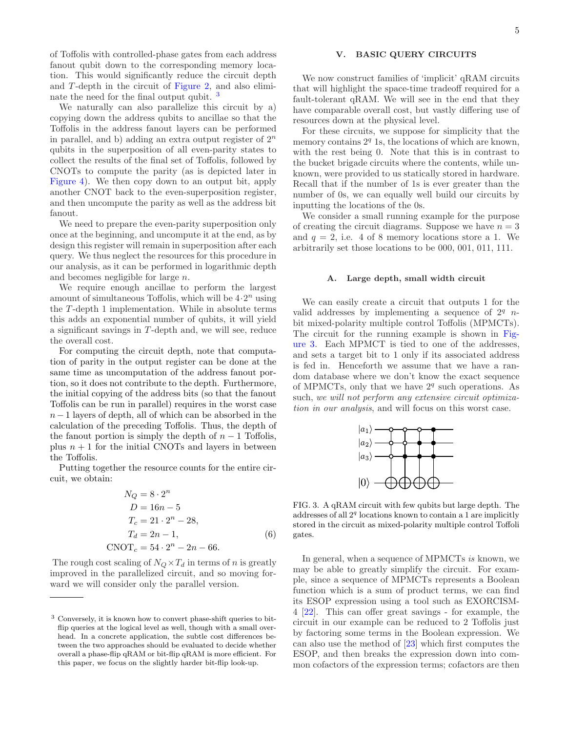of Toffolis with controlled-phase gates from each address fanout qubit down to the corresponding memory location. This would significantly reduce the circuit depth and $T$-depth in the circuit of Figure 2, and also eliminate the need for the final output qubit. [3]

We naturally can also parallelize this circuit by a) copying down the address qubits to ancillae so that the Toffolis in the address fanout layers can be performed in parallel, and b) adding an extra output register of $2^n$ qubits in the superposition of all even-parity states to collect the results of the final set of Toffolis, followed by CNOTs to compute the parity (as is depicted later in Figure 4). We then copy down to an output bit, apply another CNOT back to the even-superposition register, and then uncompute the parity as well as the address bit fanout.

We need to prepare the even-parity superposition only once at the beginning, and uncompute it at the end, as by design this register will remain in superposition after each query. We thus neglect the resources for this procedure in our analysis, as it can be performed in logarithmic depth and becomes negligible for large $n$.

We require enough ancillae to perform the largest amount of simultaneous Toffolis, which will be $4 \cdot 2^n$ using the $T$-depth 1 implementation. While in absolute terms this adds an exponential number of qubits, it will yield a significant savings in $T$-depth and, we will see, reduce the overall cost.

For computing the circuit depth, note that computation of parity in the output register can be done at the same time as uncomputation of the address fanout portion, so it does not contribute to the depth. Furthermore, the initial copying of the address bits (so that the fanout Toffolis can be run in parallel) requires in the worst case $n-1$ layers of depth, all of which can be absorbed in the calculation of the preceding Toffolis. Thus, the depth of the fanout portion is simply the depth of $n-1$ Toffolis, plus $n+1$ for the initial CNOTs and layers in between the Toffolis.

Putting together the resource counts for the entire circuit, we obtain:

$$
\begin{aligned}
N_Q &= 8 \cdot 2^n \\
D &= 16n - 5 \\
T_c &= 21 \cdot 2^n - 28, \\
T_d &= 2n - 1, \\
\text{CNOT}_c &= 54 \cdot 2^n - 2n - 66.
\end{aligned}
\tag{6}
$$

The rough cost scaling of $N_Q \times T_d$ in terms of $n$ is greatly improved in the parallelized circuit, and so moving forward we will consider only the parallel version.

[3] Conversely, it is known how to convert phase-shift queries to bit-flip queries at the logical level as well, though with a small overhead. In a concrete application, the subtle cost differences between the two approaches should be evaluated to decide whether overall a phase-flip qRAM or bit-flip qRAM is more efficient. For this paper, we focus on the slightly harder bit-flip look-up.

## V. BASIC QUERY CIRCUITS

We now construct families of 'implicit' qRAM circuits that will highlight the space-time tradeoff required for a fault-tolerant qRAM. We will see in the end that they have comparable overall cost, but vastly differing use of resources down at the physical level.

For these circuits, we suppose for simplicity that the memory contains $2^q$ 1s, the locations of which are known, with the rest being 0. Note that this is in contrast to the bucket brigade circuits where the contents, while unknown, were provided to us statically stored in hardware. Recall that if the number of 1s is ever greater than the number of 0s, we can equally well build our circuits by inputting the locations of the 0s.

We consider a small running example for the purpose of creating the circuit diagrams. Suppose we have $n = 3$ and $q = 2$, i.e. 4 of 8 memory locations store a 1. We arbitrarily set those locations to be 000, 001, 011, 111.

### A. Large depth, small width circuit

We can easily create a circuit that outputs 1 for the valid addresses by implementing a sequence of $2^q$ $n$-bit mixed-polarity multiple control Toffolis (MPMCTs). The circuit for the running example is shown in Figure 3. Each MPMCT is tied to one of the addresses, and sets a target bit to 1 only if its associated address is fed in. Henceforth we assume that we have a random database where we don't know the exact sequence of MPMCTs, only that we have $2^q$ such operations. As such, *we will not perform any extensive circuit optimization in our analysis*, and will focus on this worst case.

FIG. 3. A qRAM circuit with few qubits but large depth. The addresses of all $2^q$ locations known to contain a 1 are implicitly stored in the circuit as mixed-polarity multiple control Toffoli gates.

In general, when a sequence of MPMCTs *is* known, we may be able to greatly simplify the circuit. For example, since a sequence of MPMCTs represents a Boolean function which is a sum of product terms, we can find its ESOP expression using a tool such as EXORCISM-4 [22]. This can offer great savings - for example, the circuit in our example can be reduced to 2 Toffolis just by factoring some terms in the Boolean expression. We can also use the method of [23] which first computes the ESOP, and then breaks the expression down into common cofactors of the expression terms; cofactors are then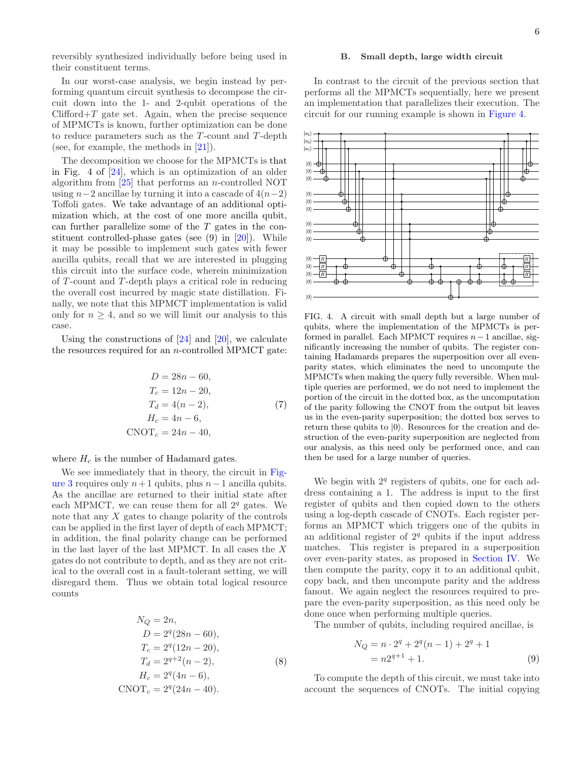reversibly synthesized individually before being used in their constituent terms.

In our worst-case analysis, we begin instead by performing quantum circuit synthesis to decompose the circuit down into the 1- and 2-qubit operations of the Clifford+$T$ gate set. Again, when the precise sequence of MPMCTs is known, further optimization can be done to reduce parameters such as the $T$-count and $T$-depth (see, for example, the methods in [21]).

The decomposition we choose for the MPMCTs is that in Fig. 4 of [24], which is an optimization of an older algorithm from [25] that performs an $n$-controlled NOT using $n-2$ ancillae by turning it into a cascade of $4(n-2)$ Toffoli gates. We take advantage of an additional optimization which, at the cost of one more ancilla qubit, can further parallelize some of the $T$ gates in the constituent controlled-phase gates (see (9) in [20]). While it may be possible to implement such gates with fewer ancilla qubits, recall that we are interested in plugging this circuit into the surface code, wherein minimization of $T$-count and $T$-depth plays a critical role in reducing the overall cost incurred by magic state distillation. Finally, we note that this MPMCT implementation is valid only for $n \geq 4$, and so we will limit our analysis to this case.

Using the constructions of [24] and [20], we calculate the resources required for an $n$-controlled MPMCT gate:

$$
\begin{aligned}
D &= 28n - 60, \\
T_c &= 12n - 20, \\
T_d &= 4(n-2), \\
H_c &= 4n - 6, \\
\mathrm{CNOT}_c &= 24n - 40,
\end{aligned} \tag{7}
$$

where $H_c$ is the number of Hadamard gates.

We see immediately that in theory, the circuit in Figure 3 requires only $n+1$ qubits, plus $n-1$ ancilla qubits. As the ancillae are returned to their initial state after each MPMCT, we can reuse them for all $2^q$ gates. We note that any $X$ gates to change polarity of the controls can be applied in the first layer of depth of each MPMCT; in addition, the final polarity change can be performed in the last layer of the last MPMCT. In all cases the $X$ gates do not contribute to depth, and as they are not critical to the overall cost in a fault-tolerant setting, we will disregard them. Thus we obtain total logical resource counts

$$
\begin{aligned}
N_Q &= 2n, \\
D &= 2^q(28n - 60), \\
T_c &= 2^q(12n - 20), \\
T_d &= 2^{q+2}(n-2), \\
H_c &= 2^q(4n - 6), \\
\mathrm{CNOT}_c &= 2^q(24n - 40).
\end{aligned} \tag{8}
$$

### B. Small depth, large width circuit

In contrast to the circuit of the previous section that performs all the MPMCTs sequentially, here we present an implementation that parallelizes their execution. The circuit for our running example is shown in Figure 4.

FIG. 4. A circuit with small depth but a large number of qubits, where the implementation of the MPMCTs is performed in parallel. Each MPMCT requires $n-1$ ancillae, significantly increasing the number of qubits. The register containing Hadamards prepares the superposition over all even-parity states, which eliminates the need to uncompute the MPMCTs when making the query fully reversible. When multiple queries are performed, we do not need to implement the portion of the circuit in the dotted box, as the uncomputation of the parity following the CNOT from the output bit leaves us in the even-parity superposition; the dotted box serves to return these qubits to $|0\rangle$. Resources for the creation and destruction of the even-parity superposition are neglected from our analysis, as this need only be performed once, and can then be used for a large number of queries.

We begin with $2^q$ registers of qubits, one for each address containing a 1. The address is input to the first register of qubits and then copied down to the others using a log-depth cascade of CNOTs. Each register performs an MPMCT which triggers one of the qubits in an additional register of $2^q$ qubits if the input address matches. This register is prepared in a superposition over even-parity states, as proposed in Section IV. We then compute the parity, copy it to an additional qubit, copy back, and then uncompute parity and the address fanout. We again neglect the resources required to prepare the even-parity superposition, as this need only be done once when performing multiple queries.

The number of qubits, including required ancillae, is

$$
\begin{aligned}
N_Q &= n \cdot 2^q + 2^q(n-1) + 2^q + 1 \\
&= n2^{q+1} + 1.
\end{aligned} \tag{9}
$$

To compute the depth of this circuit, we must take into account the sequences of CNOTs. The initial copying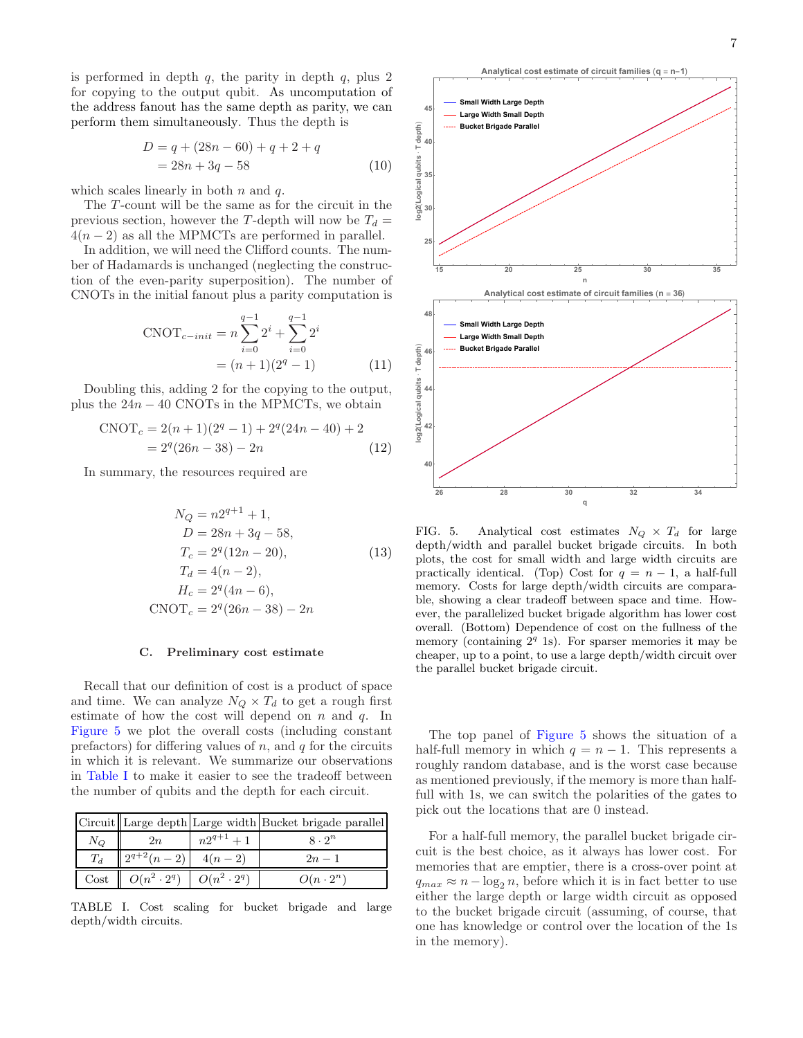is performed in depth $q$, the parity in depth $q$, plus 2 for copying to the output qubit. As uncomputation of the address fanout has the same depth as parity, we can perform them simultaneously. Thus the depth is

$$
\begin{aligned}
D &= q + (28n - 60) + q + 2 + q \\
&= 28n + 3q - 58
\end{aligned}
\tag{10}
$$

which scales linearly in both $n$ and $q$.

The $T$-count will be the same as for the circuit in the previous section, however the $T$-depth will now be $T_d = 4(n-2)$ as all the MPMCTs are performed in parallel.

In addition, we will need the Clifford counts. The number of Hadamards is unchanged (neglecting the construction of the even-parity superposition). The number of CNOTs in the initial fanout plus a parity computation is

$$
\begin{aligned}
\text{CNOT}_{c-init} &= n\sum_{i=0}^{q-1} 2^i + \sum_{i=0}^{q-1} 2^i \\
&= (n+1)(2^q - 1)
\end{aligned}
\tag{11}
$$

Doubling this, adding 2 for the copying to the output, plus the $24n - 40$ CNOTs in the MPMCTs, we obtain

$$
\begin{aligned}
\text{CNOT}_c &= 2(n+1)(2^q - 1) + 2^q(24n - 40) + 2 \\
&= 2^q(26n - 38) - 2n
\end{aligned}
\tag{12}
$$

In summary, the resources required are

$$
\begin{aligned}
N_Q &= n2^{q+1} + 1, \\
D &= 28n + 3q - 58, \\
T_c &= 2^q(12n - 20), \\
T_d &= 4(n-2), \\
H_c &= 2^q(4n - 6), \\
\text{CNOT}_c &= 2^q(26n - 38) - 2n
\end{aligned}
\tag{13}
$$

### C. Preliminary cost estimate

Recall that our definition of cost is a product of space and time. We can analyze $N_Q \times T_d$ to get a rough first estimate of how the cost will depend on $n$ and $q$. In Figure 5 we plot the overall costs (including constant prefactors) for differing values of $n$, and $q$ for the circuits in which it is relevant. We summarize our observations in Table I to make it easier to see the tradeoff between the number of qubits and the depth for each circuit.

| Circuit | Large depth | Large width | Bucket brigade parallel |
|---|---|---|---|
| $N_Q$ | $2n$ | $n2^{q+1}+1$ | $8 \cdot 2^n$ |
| $T_d$ | $2^{q+2}(n-2)$ | $4(n-2)$ | $2n-1$ |
| Cost | $O(n^2 \cdot 2^q)$ | $O(n^2 \cdot 2^q)$ | $O(n \cdot 2^n)$ |

TABLE I. Cost scaling for bucket brigade and large depth/width circuits.

FIG. 5. Analytical cost estimates $N_Q \times T_d$ for large depth/width and parallel bucket brigade circuits. In both plots, the cost for small width and large width circuits are practically identical. (Top) Cost for $q = n - 1$, a half-full memory. Costs for large depth/width circuits are comparable, showing a clear tradeoff between space and time. However, the parallelized bucket brigade algorithm has lower cost overall. (Bottom) Dependence of cost on the fullness of the memory (containing $2^q$ 1s). For sparser memories it may be cheaper, up to a point, to use a large depth/width circuit over the parallel bucket brigade circuit.

The top panel of Figure 5 shows the situation of a half-full memory in which $q = n - 1$. This represents a roughly random database, and is the worst case because as mentioned previously, if the memory is more than half-full with 1s, we can switch the polarities of the gates to pick out the locations that are 0 instead.

For a half-full memory, the parallel bucket brigade circuit is the best choice, as it always has lower cost. For memories that are emptier, there is a cross-over point at $q_{max} \approx n - \log_2 n$, before which it is in fact better to use either the large depth or large width circuit as opposed to the bucket brigade circuit (assuming, of course, that one has knowledge or control over the location of the 1s in the memory).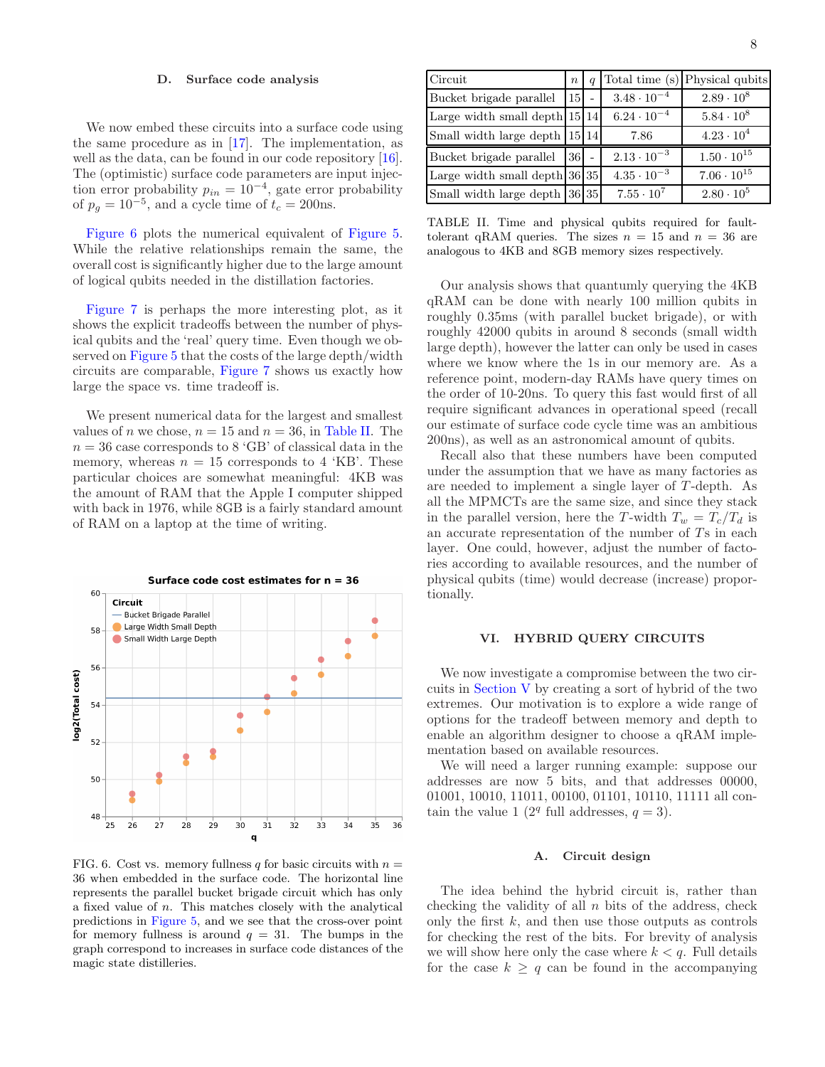### D. Surface code analysis

We now embed these circuits into a surface code using the same procedure as in [17]. The implementation, as well as the data, can be found in our code repository [16]. The (optimistic) surface code parameters are input injection error probability $p_{in} = 10^{-4}$, gate error probability of $p_g = 10^{-5}$, and a cycle time of $t_c = 200$ns.

Figure 6 plots the numerical equivalent of Figure 5. While the relative relationships remain the same, the overall cost is significantly higher due to the large amount of logical qubits needed in the distillation factories.

Figure 7 is perhaps the more interesting plot, as it shows the explicit tradeoffs between the number of physical qubits and the 'real' query time. Even though we observed on Figure 5 that the costs of the large depth/width circuits are comparable, Figure 7 shows us exactly how large the space vs. time tradeoff is.

We present numerical data for the largest and smallest values of $n$ we chose, $n = 15$ and $n = 36$, in Table II. The $n = 36$ case corresponds to 8 'GB' of classical data in the memory, whereas $n = 15$ corresponds to 4 'KB'. These particular choices are somewhat meaningful: 4KB was the amount of RAM that the Apple I computer shipped with back in 1976, while 8GB is a fairly standard amount of RAM on a laptop at the time of writing.

FIG. 6. Cost vs. memory fullness $q$ for basic circuits with $n = 36$ when embedded in the surface code. The horizontal line represents the parallel bucket brigade circuit which has only a fixed value of $n$. This matches closely with the analytical predictions in Figure 5, and we see that the cross-over point for memory fullness is around $q = 31$. The bumps in the graph correspond to increases in surface code distances of the magic state distilleries.

| Circuit | $n$ | $q$ | Total time (s) | Physical qubits |
|---|---|---|---|---|
| Bucket brigade parallel | 15 | - | $3.48 \cdot 10^{-4}$ | $2.89 \cdot 10^{8}$ |
| Large width small depth | 15 | 14 | $6.24 \cdot 10^{-4}$ | $5.84 \cdot 10^{8}$ |
| Small width large depth | 15 | 14 | 7.86 | $4.23 \cdot 10^{4}$ |
| Bucket brigade parallel | 36 | - | $2.13 \cdot 10^{-3}$ | $1.50 \cdot 10^{15}$ |
| Large width small depth | 36 | 35 | $4.35 \cdot 10^{-3}$ | $7.06 \cdot 10^{15}$ |
| Small width large depth | 36 | 35 | $7.55 \cdot 10^{7}$ | $2.80 \cdot 10^{5}$ |

TABLE II. Time and physical qubits required for fault-tolerant qRAM queries. The sizes $n = 15$ and $n = 36$ are analogous to 4KB and 8GB memory sizes respectively.

Our analysis shows that quantumly querying the 4KB qRAM can be done with nearly 100 million qubits in roughly 0.35ms (with parallel bucket brigade), or with roughly 42000 qubits in around 8 seconds (small width large depth), however the latter can only be used in cases where we know where the 1s in our memory are. As a reference point, modern-day RAMs have query times on the order of 10-20ns. To query this fast would first of all require significant advances in operational speed (recall our estimate of surface code cycle time was an ambitious 200ns), as well as an astronomical amount of qubits.

Recall also that these numbers have been computed under the assumption that we have as many factories as are needed to implement a single layer of $T$-depth. As all the MPMCTs are the same size, and since they stack in the parallel version, here the $T$-width $T_w = T_c/T_d$ is an accurate representation of the number of $T$s in each layer. One could, however, adjust the number of factories according to available resources, and the number of physical qubits (time) would decrease (increase) proportionally.

## VI. HYBRID QUERY CIRCUITS

We now investigate a compromise between the two circuits in Section V by creating a sort of hybrid of the two extremes. Our motivation is to explore a wide range of options for the tradeoff between memory and depth to enable an algorithm designer to choose a qRAM implementation based on available resources.

We will need a larger running example: suppose our addresses are now 5 bits, and that addresses 00000, 01001, 10010, 11011, 00100, 01101, 10110, 11111 all contain the value 1 ($2^q$ full addresses, $q = 3$).

### A. Circuit design

The idea behind the hybrid circuit is, rather than checking the validity of all $n$ bits of the address, check only the first $k$, and then use those outputs as controls for checking the rest of the bits. For brevity of analysis we will show here only the case where $k < q$. Full details for the case $k \geq q$ can be found in the accompanying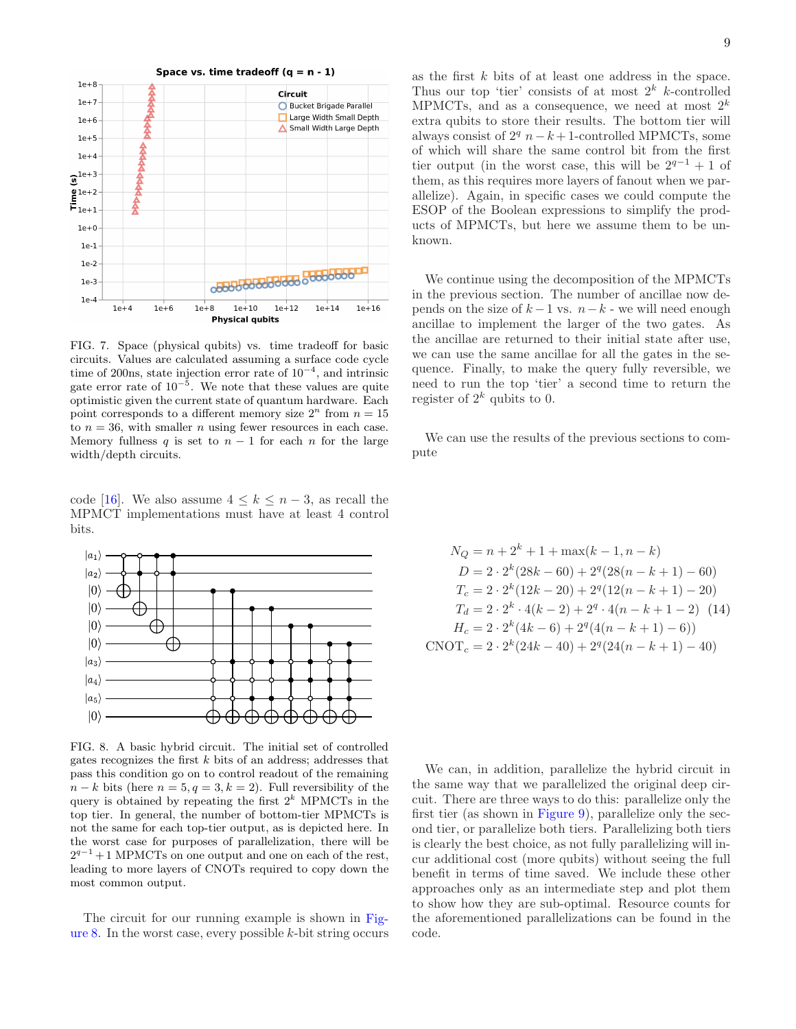FIG. 7. Space (physical qubits) vs. time tradeoff for basic circuits. Values are calculated assuming a surface code cycle time of 200ns, state injection error rate of $10^{-4}$, and intrinsic gate error rate of $10^{-5}$. We note that these values are quite optimistic given the current state of quantum hardware. Each point corresponds to a different memory size $2^n$ from $n = 15$ to $n = 36$, with smaller $n$ using fewer resources in each case. Memory fullness $q$ is set to $n-1$ for each $n$ for the large width/depth circuits.

code [16]. We also assume $4 \leq k \leq n-3$, as recall the MPMCT implementations must have at least 4 control bits.

FIG. 8. A basic hybrid circuit. The initial set of controlled gates recognizes the first $k$ bits of an address; addresses that pass this condition go on to control readout of the remaining $n-k$ bits (here $n=5, q=3, k=2$). Full reversibility of the query is obtained by repeating the first $2^k$ MPMCTs in the top tier. In general, the number of bottom-tier MPMCTs is not the same for each top-tier output, as is depicted here. In the worst case for purposes of parallelization, there will be $2^{q-1}+1$ MPMCTs on one output and one on each of the rest, leading to more layers of CNOTs required to copy down the most common output.

The circuit for our running example is shown in Figure 8. In the worst case, every possible $k$-bit string occurs as the first $k$ bits of at least one address in the space. Thus our top 'tier' consists of at most $2^k$ $k$-controlled MPMCTs, and as a consequence, we need at most $2^k$ extra qubits to store their results. The bottom tier will always consist of $2^q$ $n-k+1$-controlled MPMCTs, some of which will share the same control bit from the first tier output (in the worst case, this will be $2^{q-1}+1$ of them, as this requires more layers of fanout when we parallelize). Again, in specific cases we could compute the ESOP of the Boolean expressions to simplify the products of MPMCTs, but here we assume them to be unknown.

We continue using the decomposition of the MPMCTs in the previous section. The number of ancillae now depends on the size of $k-1$ vs. $n-k$ - we will need enough ancillae to implement the larger of the two gates. As the ancillae are returned to their initial state after use, we can use the same ancillae for all the gates in the sequence. Finally, to make the query fully reversible, we need to run the top 'tier' a second time to return the register of $2^k$ qubits to 0.

We can use the results of the previous sections to compute

$$
\begin{aligned}
N_Q &= n + 2^k + 1 + \max(k-1, n-k) \\
D &= 2 \cdot 2^k(28k-60) + 2^q(28(n-k+1)-60) \\
T_c &= 2 \cdot 2^k(12k-20) + 2^q(12(n-k+1)-20) \\
T_d &= 2 \cdot 2^k \cdot 4(k-2) + 2^q \cdot 4(n-k+1-2) \\
H_c &= 2 \cdot 2^k(4k-6) + 2^q(4(n-k+1)-6)) \\
\text{CNOT}_c &= 2 \cdot 2^k(24k-40) + 2^q(24(n-k+1)-40)
\end{aligned} \tag{14}
$$

We can, in addition, parallelize the hybrid circuit in the same way that we parallelized the original deep circuit. There are three ways to do this: parallelize only the first tier (as shown in Figure 9), parallelize only the second tier, or parallelize both tiers. Parallelizing both tiers is clearly the best choice, as not fully parallelizing will incur additional cost (more qubits) without seeing the full benefit in terms of time saved. We include these other approaches only as an intermediate step and plot them to show how they are sub-optimal. Resource counts for the aforementioned parallelizations can be found in the code.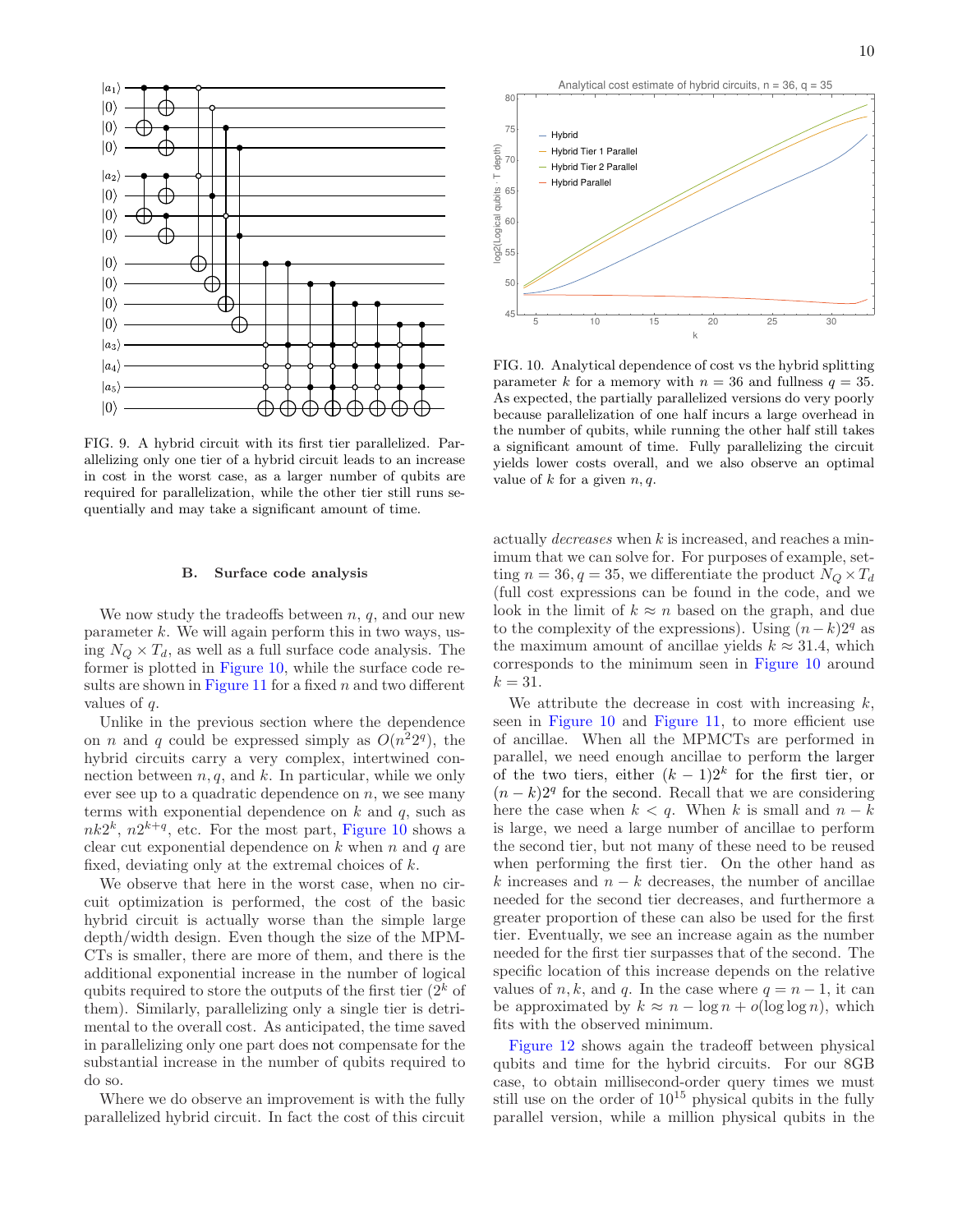FIG. 9. A hybrid circuit with its first tier parallelized. Parallelizing only one tier of a hybrid circuit leads to an increase in cost in the worst case, as a larger number of qubits are required for parallelization, while the other tier still runs sequentially and may take a significant amount of time.

FIG. 10. Analytical dependence of cost vs the hybrid splitting parameter $k$ for a memory with $n = 36$ and fullness $q = 35$. As expected, the partially parallelized versions do very poorly because parallelization of one half incurs a large overhead in the number of qubits, while running the other half still takes a significant amount of time. Fully parallelizing the circuit yields lower costs overall, and we also observe an optimal value of $k$ for a given $n, q$.

### B. Surface code analysis

We now study the tradeoffs between $n$, $q$, and our new parameter $k$. We will again perform this in two ways, using $N_Q \times T_d$, as well as a full surface code analysis. The former is plotted in Figure 10, while the surface code results are shown in Figure 11 for a fixed $n$ and two different values of $q$.

Unlike in the previous section where the dependence on $n$ and $q$ could be expressed simply as $O(n^2 2^q)$, the hybrid circuits carry a very complex, intertwined connection between $n, q$, and $k$. In particular, while we only ever see up to a quadratic dependence on $n$, we see many terms with exponential dependence on $k$ and $q$, such as $nk2^k$, $n2^{k+q}$, etc. For the most part, Figure 10 shows a clear cut exponential dependence on $k$ when $n$ and $q$ are fixed, deviating only at the extremal choices of $k$.

We observe that here in the worst case, when no circuit optimization is performed, the cost of the basic hybrid circuit is actually worse than the simple large depth/width design. Even though the size of the MPMCTs is smaller, there are more of them, and there is the additional exponential increase in the number of logical qubits required to store the outputs of the first tier ($2^k$ of them). Similarly, parallelizing only a single tier is detrimental to the overall cost. As anticipated, the time saved in parallelizing only one part does not compensate for the substantial increase in the number of qubits required to do so.

Where we do observe an improvement is with the fully parallelized hybrid circuit. In fact the cost of this circuit actually *decreases* when $k$ is increased, and reaches a minimum that we can solve for. For purposes of example, setting $n = 36, q = 35$, we differentiate the product $N_Q \times T_d$ (full cost expressions can be found in the code, and we look in the limit of $k \approx n$ based on the graph, and due to the complexity of the expressions). Using $(n-k)2^q$ as the maximum amount of ancillae yields $k \approx 31.4$, which corresponds to the minimum seen in Figure 10 around $k = 31$.

We attribute the decrease in cost with increasing $k$, seen in Figure 10 and Figure 11, to more efficient use of ancillae. When all the MPMCTs are performed in parallel, we need enough ancillae to perform the larger of the two tiers, either $(k-1)2^k$ for the first tier, or $(n-k)2^q$ for the second. Recall that we are considering here the case when $k < q$. When $k$ is small and $n - k$ is large, we need a large number of ancillae to perform the second tier, but not many of these need to be reused when performing the first tier. On the other hand as $k$ increases and $n - k$ decreases, the number of ancillae needed for the second tier decreases, and furthermore a greater proportion of these can also be used for the first tier. Eventually, we see an increase again as the number needed for the first tier surpasses that of the second. The specific location of this increase depends on the relative values of $n, k$, and $q$. In the case where $q = n - 1$, it can be approximated by $k \approx n - \log n + o(\log \log n)$, which fits with the observed minimum.

Figure 12 shows again the tradeoff between physical qubits and time for the hybrid circuits. For our 8GB case, to obtain millisecond-order query times we must still use on the order of $10^{15}$ physical qubits in the fully parallel version, while a million physical qubits in the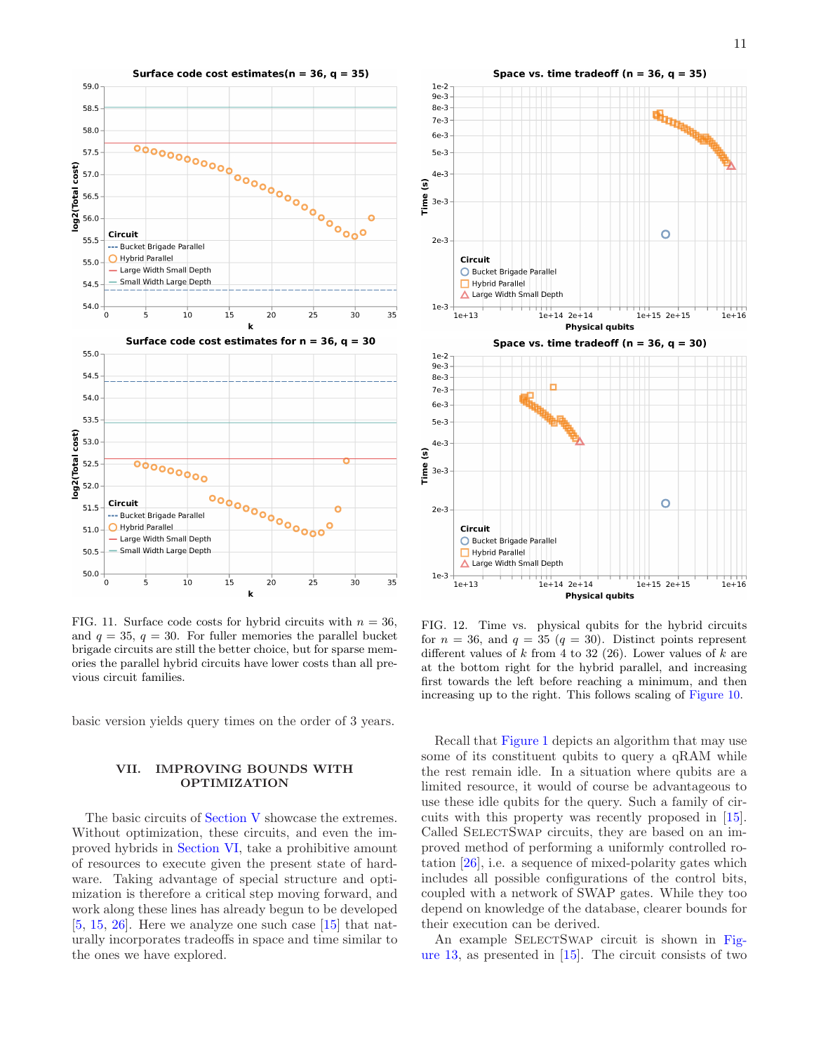FIG. 11. Surface code costs for hybrid circuits with $n = 36$, and $q = 35$, $q = 30$. For fuller memories the parallel bucket brigade circuits are still the better choice, but for sparse memories the parallel hybrid circuits have lower costs than all previous circuit families.

FIG. 12. Time vs. physical qubits for the hybrid circuits for $n = 36$, and $q = 35$ ($q = 30$). Distinct points represent different values of $k$ from 4 to 32 (26). Lower values of $k$ are at the bottom right for the hybrid parallel, and increasing first towards the left before reaching a minimum, and then increasing up to the right. This follows scaling of Figure 10.

basic version yields query times on the order of 3 years.

## VII. IMPROVING BOUNDS WITH OPTIMIZATION

The basic circuits of Section V showcase the extremes. Without optimization, these circuits, and even the improved hybrids in Section VI, take a prohibitive amount of resources to execute given the present state of hardware. Taking advantage of special structure and optimization is therefore a critical step moving forward, and work along these lines has already begun to be developed [5, 15, 26]. Here we analyze one such case [15] that naturally incorporates tradeoffs in space and time similar to the ones we have explored.

Recall that Figure 1 depicts an algorithm that may use some of its constituent qubits to query a qRAM while the rest remain idle. In a situation where qubits are a limited resource, it would of course be advantageous to use these idle qubits for the query. Such a family of circuits with this property was recently proposed in [15]. Called SelectSwap circuits, they are based on an improved method of performing a uniformly controlled rotation [26], i.e. a sequence of mixed-polarity gates which includes all possible configurations of the control bits, coupled with a network of SWAP gates. While they too depend on knowledge of the database, clearer bounds for their execution can be derived.

An example SelectSwap circuit is shown in Figure 13, as presented in [15]. The circuit consists of two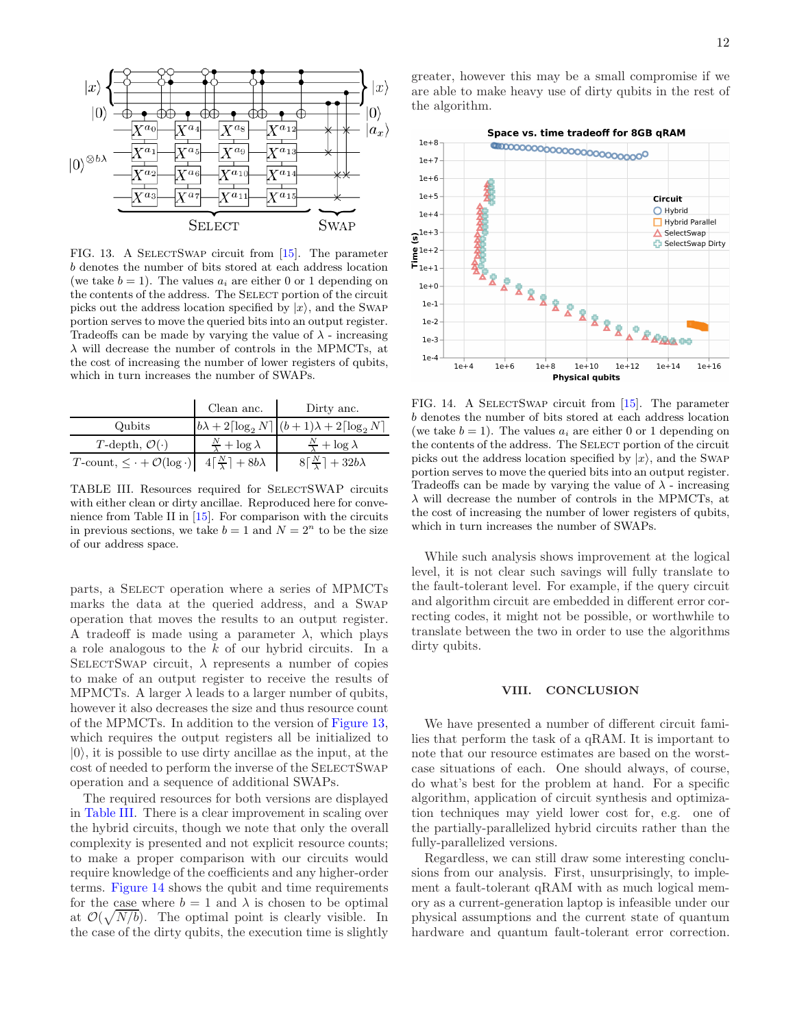FIG. 13. A SelectSwap circuit from [15]. The parameter $b$ denotes the number of bits stored at each address location (we take $b = 1$). The values $a_i$ are either 0 or 1 depending on the contents of the address. The Select portion of the circuit picks out the address location specified by $|x\rangle$, and the Swap portion serves to move the queried bits into an output register. Tradeoffs can be made by varying the value of $\lambda$ - increasing $\lambda$ will decrease the number of controls in the MPMCTs, at the cost of increasing the number of lower registers of qubits, which in turn increases the number of SWAPs.

| | Clean anc. | Dirty anc. |
|---|---|---|
| Qubits | $b\lambda + 2\lceil \log_2 N \rceil$ | $(b+1)\lambda + 2\lceil \log_2 N \rceil$ |
| $T$-depth, $\mathcal{O}(\cdot)$ | $\frac{N}{\lambda} + \log \lambda$ | $\frac{N}{\lambda} + \log \lambda$ |
| $T$-count, $\leq \cdot + \mathcal{O}(\log \cdot)$ | $4\lceil \frac{N}{\lambda} \rceil + 8b\lambda$ | $8\lceil \frac{N}{\lambda} \rceil + 32b\lambda$ |

TABLE III. Resources required for SELECTSWAP circuits with either clean or dirty ancillae. Reproduced here for convenience from Table II in [15]. For comparison with the circuits in previous sections, we take $b = 1$ and $N = 2^n$ to be the size of our address space.

parts, a Select operation where a series of MPMCTs marks the data at the queried address, and a Swap operation that moves the results to an output register. A tradeoff is made using a parameter $\lambda$, which plays a role analogous to the $k$ of our hybrid circuits. In a SelectSwap circuit, $\lambda$ represents a number of copies to make of an output register to receive the results of MPMCTs. A larger $\lambda$ leads to a larger number of qubits, however it also decreases the size and thus resource count of the MPMCTs. In addition to the version of Figure 13, which requires the output registers all be initialized to $|0\rangle$, it is possible to use dirty ancillae as the input, at the cost of needed to perform the inverse of the SelectSwap operation and a sequence of additional SWAPs.

The required resources for both versions are displayed in Table III. There is a clear improvement in scaling over the hybrid circuits, though we note that only the overall complexity is presented and not explicit resource counts; to make a proper comparison with our circuits would require knowledge of the coefficients and any higher-order terms. Figure 14 shows the qubit and time requirements for the case where $b = 1$ and $\lambda$ is chosen to be optimal at $\mathcal{O}(\sqrt{N/b})$. The optimal point is clearly visible. In the case of the dirty qubits, the execution time is slightly greater, however this may be a small compromise if we are able to make heavy use of dirty qubits in the rest of the algorithm.

FIG. 14. A SelectSwap circuit from [15]. The parameter $b$ denotes the number of bits stored at each address location (we take $b = 1$). The values $a_i$ are either 0 or 1 depending on the contents of the address. The Select portion of the circuit picks out the address location specified by $|x\rangle$, and the Swap portion serves to move the queried bits into an output register. Tradeoffs can be made by varying the value of $\lambda$ - increasing $\lambda$ will decrease the number of controls in the MPMCTs, at the cost of increasing the number of lower registers of qubits, which in turn increases the number of SWAPs.

While such analysis shows improvement at the logical level, it is not clear such savings will fully translate to the fault-tolerant level. For example, if the query circuit and algorithm circuit are embedded in different error correcting codes, it might not be possible, or worthwhile to translate between the two in order to use the algorithms dirty qubits.

## VIII. CONCLUSION

We have presented a number of different circuit families that perform the task of a qRAM. It is important to note that our resource estimates are based on the worst-case situations of each. One should always, of course, do what's best for the problem at hand. For a specific algorithm, application of circuit synthesis and optimization techniques may yield lower cost for, e.g. one of the partially-parallelized hybrid circuits rather than the fully-parallelized versions.

Regardless, we can still draw some interesting conclusions from our analysis. First, unsurprisingly, to implement a fault-tolerant qRAM with as much logical memory as a current-generation laptop is infeasible under our physical assumptions and the current state of quantum hardware and quantum fault-tolerant error correction.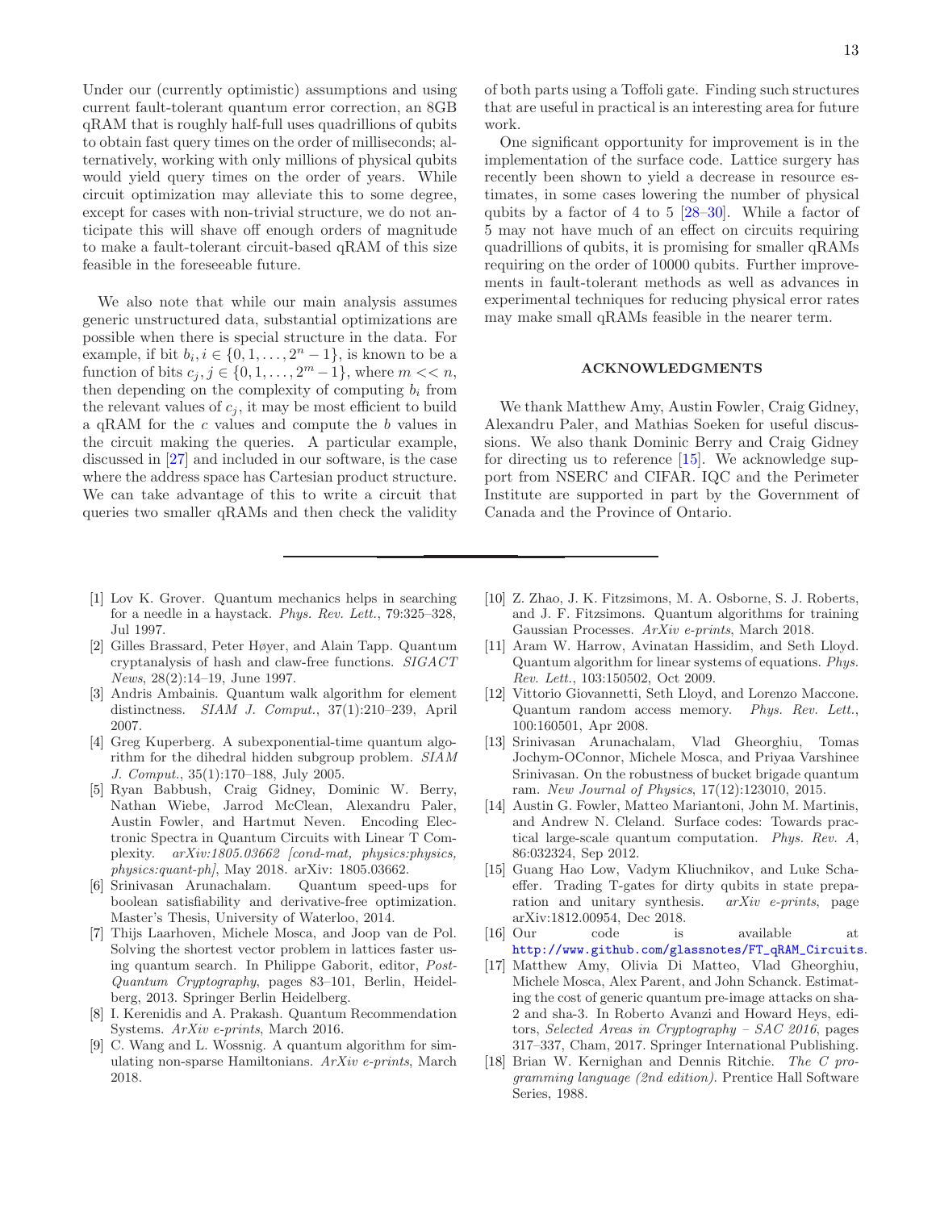Under our (currently optimistic) assumptions and using current fault-tolerant quantum error correction, an 8GB qRAM that is roughly half-full uses quadrillions of qubits to obtain fast query times on the order of milliseconds; alternatively, working with only millions of physical qubits would yield query times on the order of years. While circuit optimization may alleviate this to some degree, except for cases with non-trivial structure, we do not anticipate this will shave off enough orders of magnitude to make a fault-tolerant circuit-based qRAM of this size feasible in the foreseeable future.

We also note that while our main analysis assumes generic unstructured data, substantial optimizations are possible when there is special structure in the data. For example, if bit $b_i, i \in \{0, 1, \ldots, 2^n - 1\}$, is known to be a function of bits $c_j, j \in \{0, 1, \ldots, 2^m - 1\}$, where $m << n$, then depending on the complexity of computing $b_i$ from the relevant values of $c_j$, it may be most efficient to build a qRAM for the $c$ values and compute the $b$ values in the circuit making the queries. A particular example, discussed in [27] and included in our software, is the case where the address space has Cartesian product structure. We can take advantage of this to write a circuit that queries two smaller qRAMs and then check the validity of both parts using a Toffoli gate. Finding such structures that are useful in practical is an interesting area for future work.

One significant opportunity for improvement is in the implementation of the surface code. Lattice surgery has recently been shown to yield a decrease in resource estimates, in some cases lowering the number of physical qubits by a factor of 4 to 5 [28–30]. While a factor of 5 may not have much of an effect on circuits requiring quadrillions of qubits, it is promising for smaller qRAMs requiring on the order of 10000 qubits. Further improvements in fault-tolerant methods as well as advances in experimental techniques for reducing physical error rates may make small qRAMs feasible in the nearer term.

## ACKNOWLEDGMENTS

We thank Matthew Amy, Austin Fowler, Craig Gidney, Alexandru Paler, and Mathias Soeken for useful discussions. We also thank Dominic Berry and Craig Gidney for directing us to reference [15]. We acknowledge support from NSERC and CIFAR. IQC and the Perimeter Institute are supported in part by the Government of Canada and the Province of Ontario.

---

[1] Lov K. Grover. Quantum mechanics helps in searching for a needle in a haystack. *Phys. Rev. Lett.*, 79:325–328, Jul 1997.

[2] Gilles Brassard, Peter Høyer, and Alain Tapp. Quantum cryptanalysis of hash and claw-free functions. *SIGACT News*, 28(2):14–19, June 1997.

[3] Andris Ambainis. Quantum walk algorithm for element distinctness. *SIAM J. Comput.*, 37(1):210–239, April 2007.

[4] Greg Kuperberg. A subexponential-time quantum algorithm for the dihedral hidden subgroup problem. *SIAM J. Comput.*, 35(1):170–188, July 2005.

[5] Ryan Babbush, Craig Gidney, Dominic W. Berry, Nathan Wiebe, Jarrod McClean, Alexandru Paler, Austin Fowler, and Hartmut Neven. Encoding Electronic Spectra in Quantum Circuits with Linear T Complexity. *arXiv:1805.03662 [cond-mat, physics:physics, physics:quant-ph]*, May 2018. arXiv: 1805.03662.

[6] Srinivasan Arunachalam. Quantum speed-ups for boolean satisfiability and derivative-free optimization. Master's Thesis, University of Waterloo, 2014.

[7] Thijs Laarhoven, Michele Mosca, and Joop van de Pol. Solving the shortest vector problem in lattices faster using quantum search. In Philippe Gaborit, editor, *Post-Quantum Cryptography*, pages 83–101, Berlin, Heidelberg, 2013. Springer Berlin Heidelberg.

[8] I. Kerenidis and A. Prakash. Quantum Recommendation Systems. *ArXiv e-prints*, March 2016.

[9] C. Wang and L. Wossnig. A quantum algorithm for simulating non-sparse Hamiltonians. *ArXiv e-prints*, March 2018.

[10] Z. Zhao, J. K. Fitzsimons, M. A. Osborne, S. J. Roberts, and J. F. Fitzsimons. Quantum algorithms for training Gaussian Processes. *ArXiv e-prints*, March 2018.

[11] Aram W. Harrow, Avinatan Hassidim, and Seth Lloyd. Quantum algorithm for linear systems of equations. *Phys. Rev. Lett.*, 103:150502, Oct 2009.

[12] Vittorio Giovannetti, Seth Lloyd, and Lorenzo Maccone. Quantum random access memory. *Phys. Rev. Lett.*, 100:160501, Apr 2008.

[13] Srinivasan Arunachalam, Vlad Gheorghiu, Tomas Jochym-OConnor, Michele Mosca, and Priyaa Varshinee Srinivasan. On the robustness of bucket brigade quantum ram. *New Journal of Physics*, 17(12):123010, 2015.

[14] Austin G. Fowler, Matteo Mariantoni, John M. Martinis, and Andrew N. Cleland. Surface codes: Towards practical large-scale quantum computation. *Phys. Rev. A*, 86:032324, Sep 2012.

[15] Guang Hao Low, Vadym Kliuchnikov, and Luke Schaeffer. Trading T-gates for dirty qubits in state preparation and unitary synthesis. *arXiv e-prints*, page arXiv:1812.00954, Dec 2018.

[16] Our code is available at http://www.github.com/glassnotes/FT_qRAM_Circuits.

[17] Matthew Amy, Olivia Di Matteo, Vlad Gheorghiu, Michele Mosca, Alex Parent, and John Schanck. Estimating the cost of generic quantum pre-image attacks on sha-2 and sha-3. In Roberto Avanzi and Howard Heys, editors, *Selected Areas in Cryptography – SAC 2016*, pages 317–337, Cham, 2017. Springer International Publishing.

[18] Brian W. Kernighan and Dennis Ritchie. *The C programming language (2nd edition)*. Prentice Hall Software Series, 1988.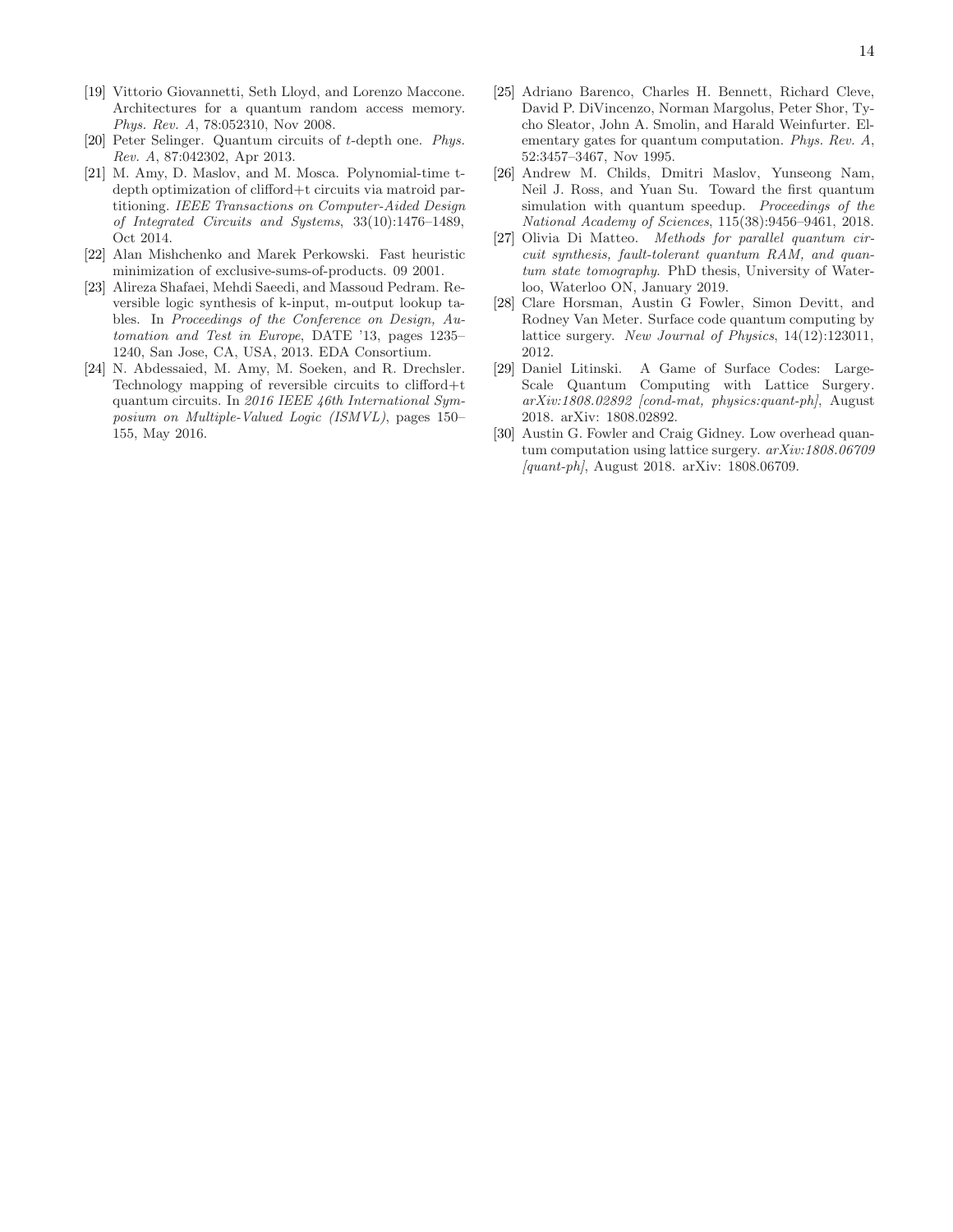[19] Vittorio Giovannetti, Seth Lloyd, and Lorenzo Maccone. Architectures for a quantum random access memory. *Phys. Rev. A*, 78:052310, Nov 2008.

[20] Peter Selinger. Quantum circuits of $t$-depth one. *Phys. Rev. A*, 87:042302, Apr 2013.

[21] M. Amy, D. Maslov, and M. Mosca. Polynomial-time t-depth optimization of clifford+t circuits via matroid partitioning. *IEEE Transactions on Computer-Aided Design of Integrated Circuits and Systems*, 33(10):1476–1489, Oct 2014.

[22] Alan Mishchenko and Marek Perkowski. Fast heuristic minimization of exclusive-sums-of-products. 09 2001.

[23] Alireza Shafaei, Mehdi Saeedi, and Massoud Pedram. Reversible logic synthesis of k-input, m-output lookup tables. In *Proceedings of the Conference on Design, Automation and Test in Europe*, DATE '13, pages 1235–1240, San Jose, CA, USA, 2013. EDA Consortium.

[24] N. Abdessaied, M. Amy, M. Soeken, and R. Drechsler. Technology mapping of reversible circuits to clifford+t quantum circuits. In *2016 IEEE 46th International Symposium on Multiple-Valued Logic (ISMVL)*, pages 150–155, May 2016.

[25] Adriano Barenco, Charles H. Bennett, Richard Cleve, David P. DiVincenzo, Norman Margolus, Peter Shor, Tycho Sleator, John A. Smolin, and Harald Weinfurter. Elementary gates for quantum computation. *Phys. Rev. A*, 52:3457–3467, Nov 1995.

[26] Andrew M. Childs, Dmitri Maslov, Yunseong Nam, Neil J. Ross, and Yuan Su. Toward the first quantum simulation with quantum speedup. *Proceedings of the National Academy of Sciences*, 115(38):9456–9461, 2018.

[27] Olivia Di Matteo. *Methods for parallel quantum circuit synthesis, fault-tolerant quantum RAM, and quantum state tomography*. PhD thesis, University of Waterloo, Waterloo ON, January 2019.

[28] Clare Horsman, Austin G Fowler, Simon Devitt, and Rodney Van Meter. Surface code quantum computing by lattice surgery. *New Journal of Physics*, 14(12):123011, 2012.

[29] Daniel Litinski. A Game of Surface Codes: Large-Scale Quantum Computing with Lattice Surgery. *arXiv:1808.02892 [cond-mat, physics:quant-ph]*, August 2018. arXiv: 1808.02892.

[30] Austin G. Fowler and Craig Gidney. Low overhead quantum computation using lattice surgery. *arXiv:1808.06709 [quant-ph]*, August 2018. arXiv: 1808.06709.